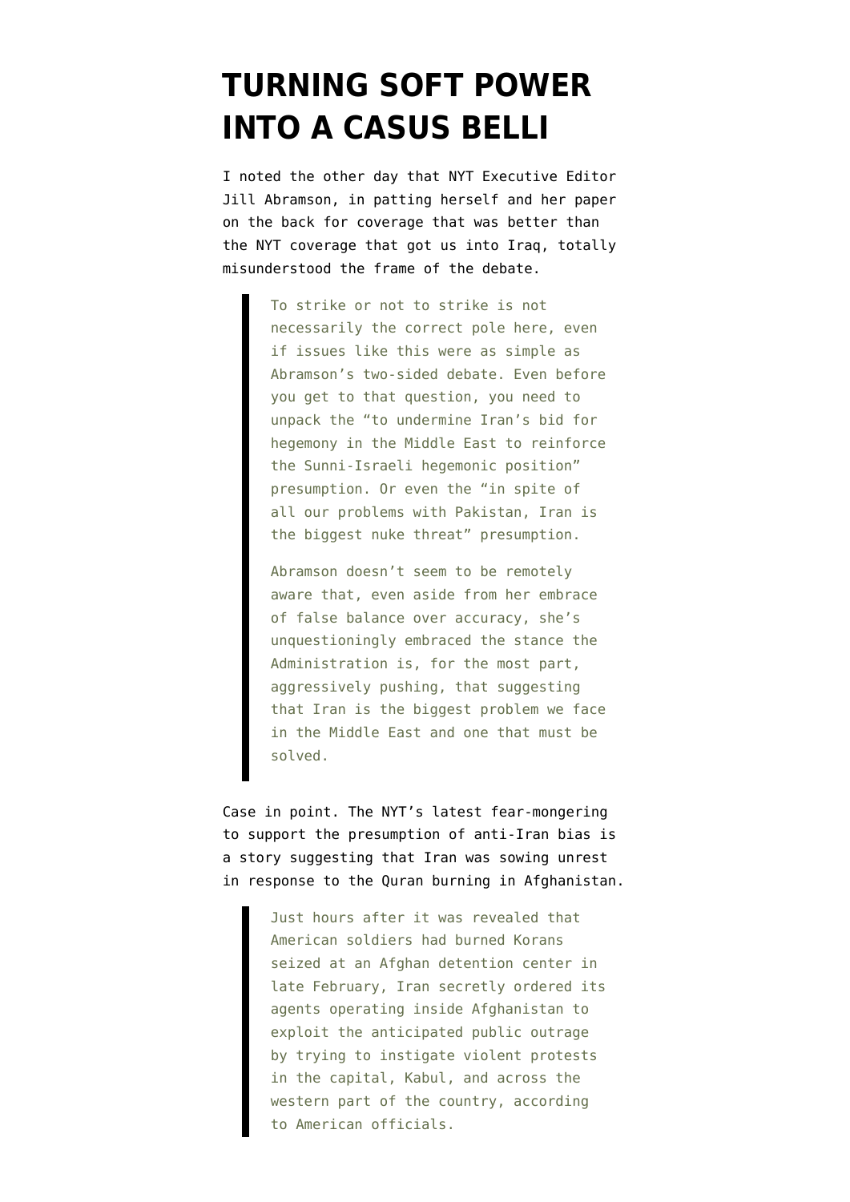# TURNING SOFT POWER INTO A CASUS BELLI

I noted the other day that NYT Executive Editor Jill Abramson, in patting herself and her paper on the back for coverage that was better than the NYT coverage that got us into Iraq, totally misunderstood the frame of the debate.

> To strike or not to strike is not necessarily the correct pole here, even if issues like this were as simple as Abramson's two-sided debate. Even before you get to that question, you need to unpack the "to undermine Iran's bid for hegemony in the Middle East to reinforce the Sunni-Israeli hegemonic position" presumption. Or even the "in spite of all our problems with Pakistan, Iran is the biggest nuke threat" presumption.
>
> Abramson doesn't seem to be remotely aware that, even aside from her embrace of false balance over accuracy, she's unquestioningly embraced the stance the Administration is, for the most part, aggressively pushing, that suggesting that Iran is the biggest problem we face in the Middle East and one that must be solved.

Case in point. The NYT's latest fear-mongering to support the presumption of anti-Iran bias is a story suggesting that Iran was sowing unrest in response to the Quran burning in Afghanistan.

> Just hours after it was revealed that American soldiers had burned Korans seized at an Afghan detention center in late February, Iran secretly ordered its agents operating inside Afghanistan to exploit the anticipated public outrage by trying to instigate violent protests in the capital, Kabul, and across the western part of the country, according to American officials.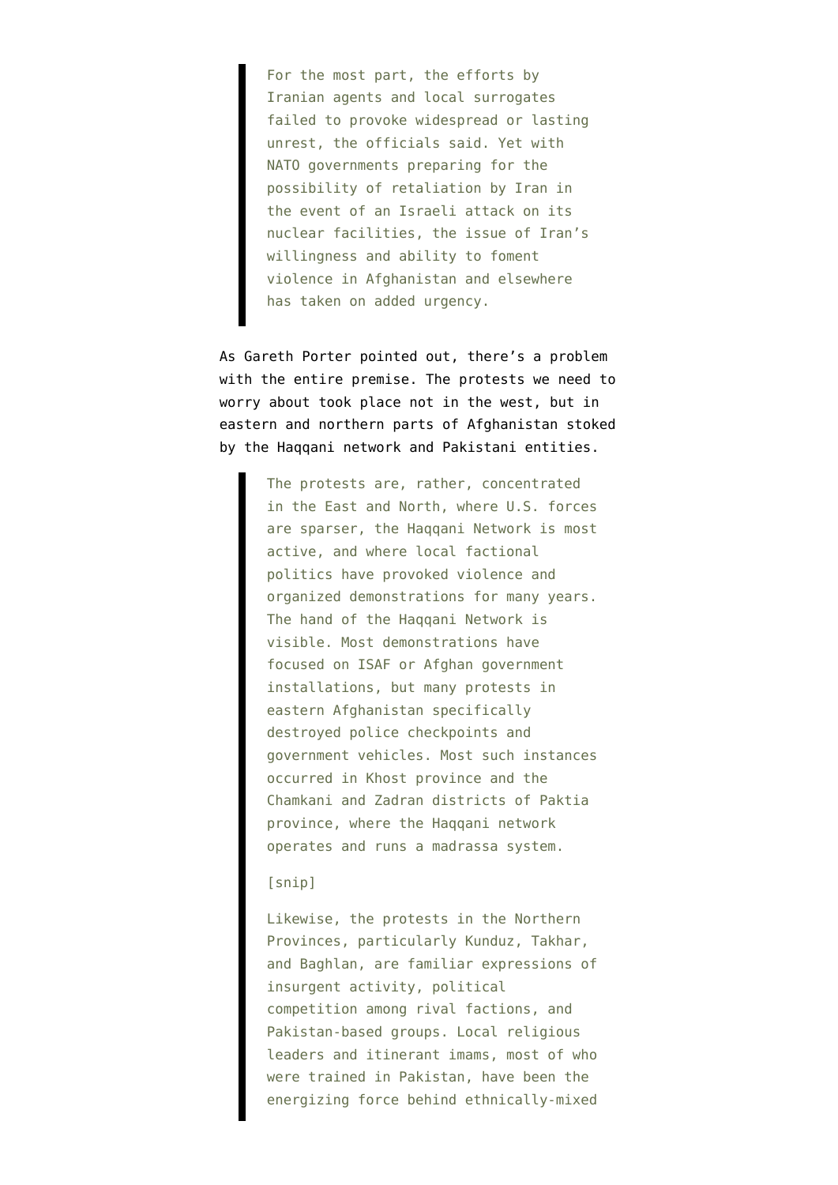> For the most part, the efforts by Iranian agents and local surrogates failed to provoke widespread or lasting unrest, the officials said. Yet with NATO governments preparing for the possibility of retaliation by Iran in the event of an Israeli attack on its nuclear facilities, the issue of Iran's willingness and ability to foment violence in Afghanistan and elsewhere has taken on added urgency.

As Gareth Porter pointed out, there's a problem with the entire premise. The protests we need to worry about took place not in the west, but in eastern and northern parts of Afghanistan stoked by the Haqqani network and Pakistani entities.

> The protests are, rather, concentrated in the East and North, where U.S. forces are sparser, the Haqqani Network is most active, and where local factional politics have provoked violence and organized demonstrations for many years. The hand of the Haqqani Network is visible. Most demonstrations have focused on ISAF or Afghan government installations, but many protests in eastern Afghanistan specifically destroyed police checkpoints and government vehicles. Most such instances occurred in Khost province and the Chamkani and Zadran districts of Paktia province, where the Haqqani network operates and runs a madrassa system.
>
> [snip]
>
> Likewise, the protests in the Northern Provinces, particularly Kunduz, Takhar, and Baghlan, are familiar expressions of insurgent activity, political competition among rival factions, and Pakistan-based groups. Local religious leaders and itinerant imams, most of who were trained in Pakistan, have been the energizing force behind ethnically-mixed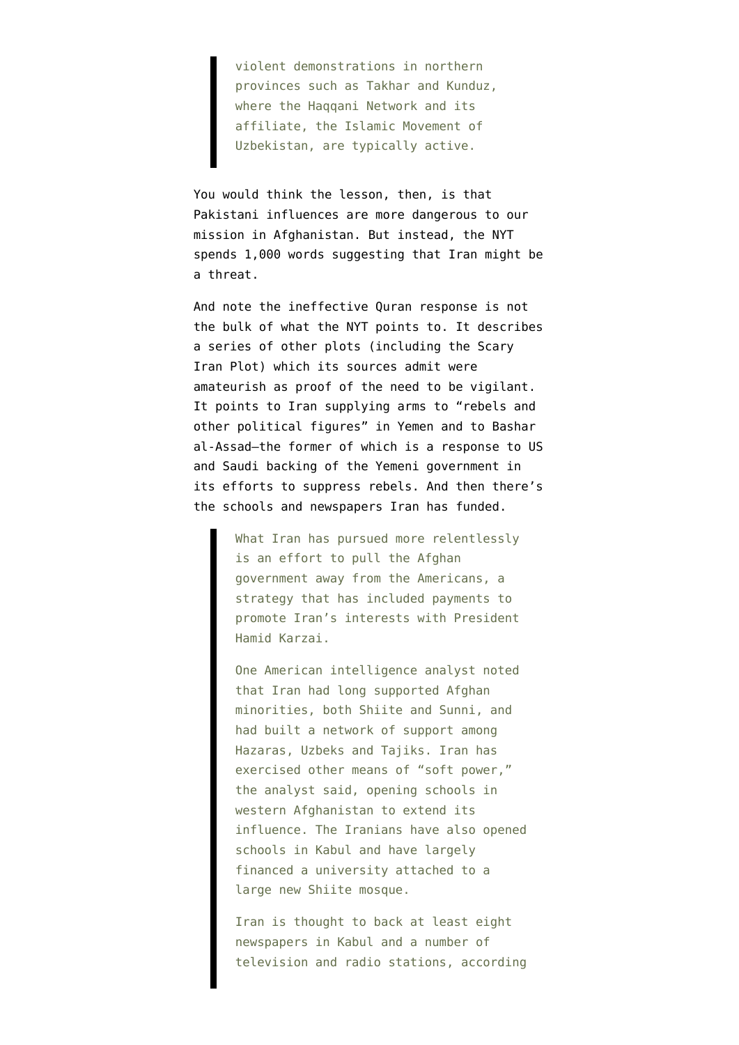> violent demonstrations in northern provinces such as Takhar and Kunduz, where the Haqqani Network and its affiliate, the Islamic Movement of Uzbekistan, are typically active.

You would think the lesson, then, is that Pakistani influences are more dangerous to our mission in Afghanistan. But instead, the NYT spends 1,000 words suggesting that Iran might be a threat.

And note the ineffective Quran response is not the bulk of what the NYT points to. It describes a series of other plots (including the Scary Iran Plot) which its sources admit were amateurish as proof of the need to be vigilant. It points to Iran supplying arms to "rebels and other political figures" in Yemen and to Bashar al-Assad–the former of which is a response to US and Saudi backing of the Yemeni government in its efforts to suppress rebels. And then there's the schools and newspapers Iran has funded.

> What Iran has pursued more relentlessly is an effort to pull the Afghan government away from the Americans, a strategy that has included payments to promote Iran's interests with President Hamid Karzai.
>
> One American intelligence analyst noted that Iran had long supported Afghan minorities, both Shiite and Sunni, and had built a network of support among Hazaras, Uzbeks and Tajiks. Iran has exercised other means of "soft power," the analyst said, opening schools in western Afghanistan to extend its influence. The Iranians have also opened schools in Kabul and have largely financed a university attached to a large new Shiite mosque.
>
> Iran is thought to back at least eight newspapers in Kabul and a number of television and radio stations, according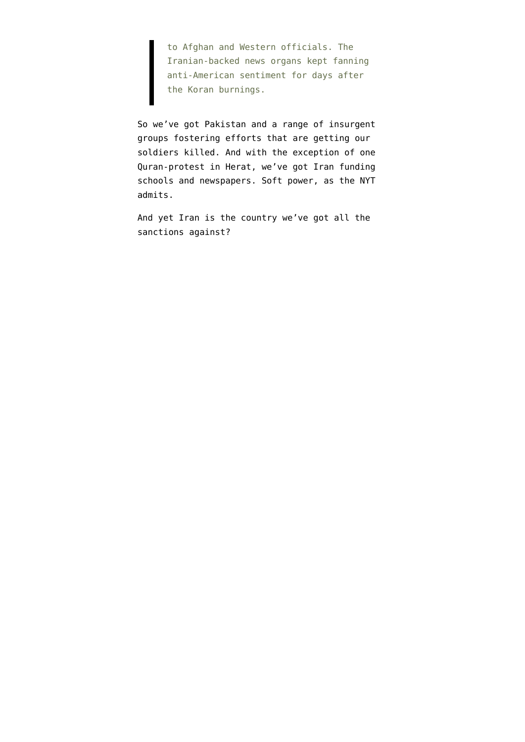> to Afghan and Western officials. The Iranian-backed news organs kept fanning anti-American sentiment for days after the Koran burnings.

So we've got Pakistan and a range of insurgent groups fostering efforts that are getting our soldiers killed. And with the exception of one Quran-protest in Herat, we've got Iran funding schools and newspapers. Soft power, as the NYT admits.

And yet Iran is the country we've got all the sanctions against?